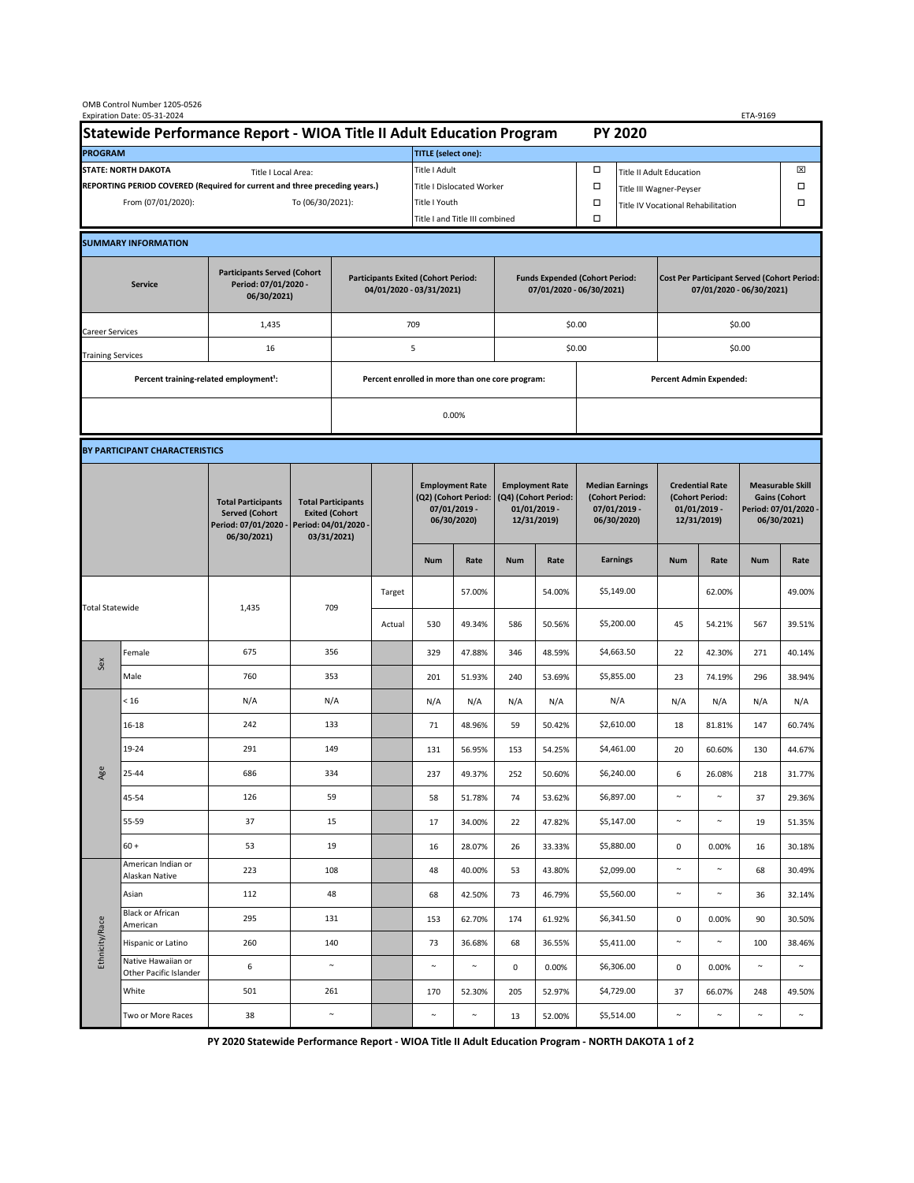OMB Control Number 1205-0526
Expiration Date: 05-31-2024

ETA-9169

# Statewide Performance Report - WIOA Title II Adult Education Program PY 2020

| PROGRAM | | TITLE (select one): | | | |
|---|---|---|---|---|---|
| STATE: NORTH DAKOTA | Title I Local Area: | Title I Adult | ☐ | Title II Adult Education | ☒ |
| REPORTING PERIOD COVERED (Required for current and three preceding years.) | | Title I Dislocated Worker | ☐ | Title III Wagner-Peyser | ☐ |
| From (07/01/2020): | To (06/30/2021): | Title I Youth | ☐ | Title IV Vocational Rehabilitation | ☐ |
| | | Title I and Title III combined | ☐ | | |

## SUMMARY INFORMATION

| Service | Participants Served (Cohort Period: 07/01/2020 - 06/30/2021) | Participants Exited (Cohort Period: 04/01/2020 - 03/31/2021) | Funds Expended (Cohort Period: 07/01/2020 - 06/30/2021) | Cost Per Participant Served (Cohort Period: 07/01/2020 - 06/30/2021) |
|---|---|---|---|---|
| Career Services | 1,435 | 709 | $0.00 | $0.00 |
| Training Services | 16 | 5 | $0.00 | $0.00 |

| Percent training-related employment[1]: | Percent enrolled in more than one core program: | Percent Admin Expended: |
|---|---|---|
| | 0.00% | |

## BY PARTICIPANT CHARACTERISTICS

| | | Total Participants Served (Cohort Period: 07/01/2020 - 06/30/2021) | Total Participants Exited (Cohort Period: 04/01/2020 - 03/31/2021) | | Employment Rate (Q2) (Cohort Period: 07/01/2019 - 06/30/2020) | | Employment Rate (Q4) (Cohort Period: 01/01/2019 - 12/31/2019) | | Median Earnings (Cohort Period: 07/01/2019 - 06/30/2020) | Credential Rate (Cohort Period: 01/01/2019 - 12/31/2019) | | Measurable Skill Gains (Cohort Period: 07/01/2020 - 06/30/2021) | |
|---|---|---|---|---|---|---|---|---|---|---|---|---|---|
| | | | | | Num | Rate | Num | Rate | Earnings | Num | Rate | Num | Rate |
| Total Statewide | | 1,435 | 709 | Target | | 57.00% | | 54.00% | $5,149.00 | | 62.00% | | 49.00% |
| | | | | Actual | 530 | 49.34% | 586 | 50.56% | $5,200.00 | 45 | 54.21% | 567 | 39.51% |
| Sex | Female | 675 | 356 | | 329 | 47.88% | 346 | 48.59% | $4,663.50 | 22 | 42.30% | 271 | 40.14% |
| | Male | 760 | 353 | | 201 | 51.93% | 240 | 53.69% | $5,855.00 | 23 | 74.19% | 296 | 38.94% |
| Age | < 16 | N/A | N/A | | N/A | N/A | N/A | N/A | N/A | N/A | N/A | N/A | N/A |
| | 16-18 | 242 | 133 | | 71 | 48.96% | 59 | 50.42% | $2,610.00 | 18 | 81.81% | 147 | 60.74% |
| | 19-24 | 291 | 149 | | 131 | 56.95% | 153 | 54.25% | $4,461.00 | 20 | 60.60% | 130 | 44.67% |
| | 25-44 | 686 | 334 | | 237 | 49.37% | 252 | 50.60% | $6,240.00 | 6 | 26.08% | 218 | 31.77% |
| | 45-54 | 126 | 59 | | 58 | 51.78% | 74 | 53.62% | $6,897.00 | ~ | ~ | 37 | 29.36% |
| | 55-59 | 37 | 15 | | 17 | 34.00% | 22 | 47.82% | $5,147.00 | ~ | ~ | 19 | 51.35% |
| | 60 + | 53 | 19 | | 16 | 28.07% | 26 | 33.33% | $5,880.00 | 0 | 0.00% | 16 | 30.18% |
| Ethnicity/Race | American Indian or Alaskan Native | 223 | 108 | | 48 | 40.00% | 53 | 43.80% | $2,099.00 | ~ | ~ | 68 | 30.49% |
| | Asian | 112 | 48 | | 68 | 42.50% | 73 | 46.79% | $5,560.00 | ~ | ~ | 36 | 32.14% |
| | Black or African American | 295 | 131 | | 153 | 62.70% | 174 | 61.92% | $6,341.50 | 0 | 0.00% | 90 | 30.50% |
| | Hispanic or Latino | 260 | 140 | | 73 | 36.68% | 68 | 36.55% | $5,411.00 | ~ | ~ | 100 | 38.46% |
| | Native Hawaiian or Other Pacific Islander | 6 | ~ | | ~ | ~ | 0 | 0.00% | $6,306.00 | 0 | 0.00% | ~ | ~ |
| | White | 501 | 261 | | 170 | 52.30% | 205 | 52.97% | $4,729.00 | 37 | 66.07% | 248 | 49.50% |
| | Two or More Races | 38 | ~ | | ~ | ~ | 13 | 52.00% | $5,514.00 | ~ | ~ | ~ | ~ |

PY 2020 Statewide Performance Report - WIOA Title II Adult Education Program - NORTH DAKOTA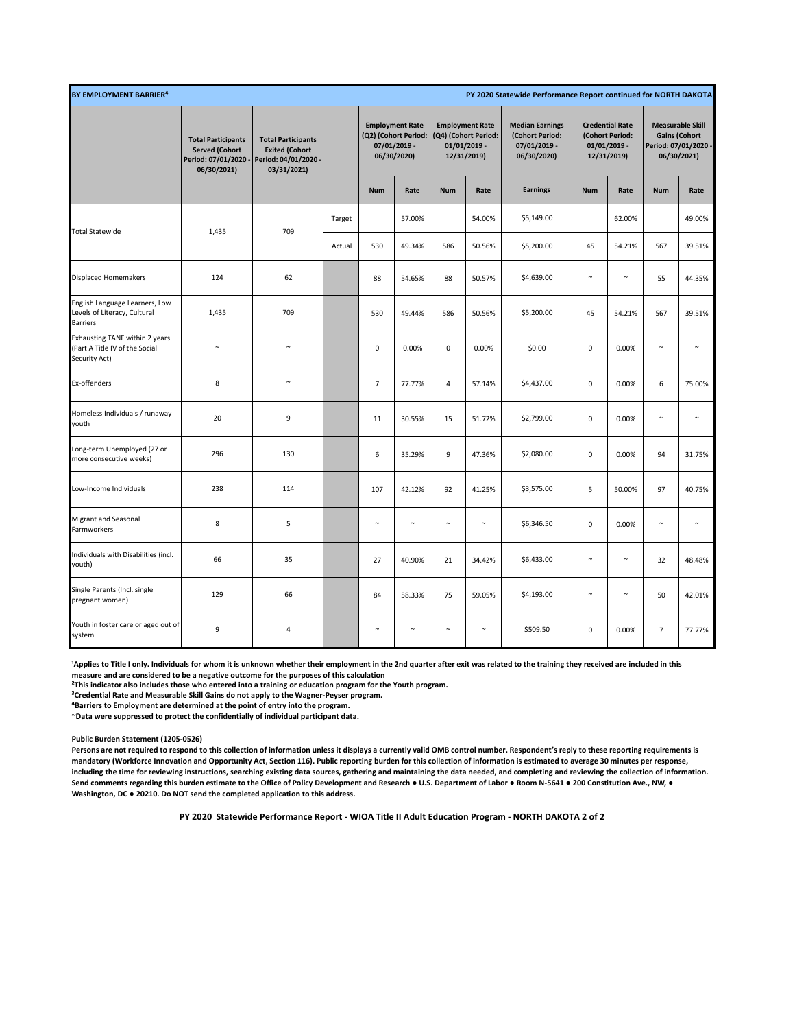| BY EMPLOYMENT BARRIER[4] | | | | | | | | | | | | |
|---|---|---|---|---|---|---|---|---|---|---|---|---|
| | Total Participants Served (Cohort Period: 07/01/2020 - 06/30/2021) | Total Participants Exited (Cohort Period: 04/01/2020 - 03/31/2021) | | Employment Rate (Q2) (Cohort Period: 07/01/2019 - 06/30/2020) | | Employment Rate (Q4) (Cohort Period: 01/01/2019 - 12/31/2019) | | Median Earnings (Cohort Period: 07/01/2019 - 06/30/2020) | Credential Rate (Cohort Period: 01/01/2019 - 12/31/2019) | | Measurable Skill Gains (Cohort Period: 07/01/2020 - 06/30/2021) | |
| | | | | Num | Rate | Num | Rate | Earnings | Num | Rate | Num | Rate |
| Total Statewide | 1,435 | 709 | Target | | 57.00% | | 54.00% | $5,149.00 | | 62.00% | | 49.00% |
| | | | Actual | 530 | 49.34% | 586 | 50.56% | $5,200.00 | 45 | 54.21% | 567 | 39.51% |
| Displaced Homemakers | 124 | 62 | | 88 | 54.65% | 88 | 50.57% | $4,639.00 | ~ | ~ | 55 | 44.35% |
| English Language Learners, Low Levels of Literacy, Cultural Barriers | 1,435 | 709 | | 530 | 49.44% | 586 | 50.56% | $5,200.00 | 45 | 54.21% | 567 | 39.51% |
| Exhausting TANF within 2 years (Part A Title IV of the Social Security Act) | ~ | ~ | | 0 | 0.00% | 0 | 0.00% | $0.00 | 0 | 0.00% | ~ | ~ |
| Ex-offenders | 8 | ~ | | 7 | 77.77% | 4 | 57.14% | $4,437.00 | 0 | 0.00% | 6 | 75.00% |
| Homeless Individuals / runaway youth | 20 | 9 | | 11 | 30.55% | 15 | 51.72% | $2,799.00 | 0 | 0.00% | ~ | ~ |
| Long-term Unemployed (27 or more consecutive weeks) | 296 | 130 | | 6 | 35.29% | 9 | 47.36% | $2,080.00 | 0 | 0.00% | 94 | 31.75% |
| Low-Income Individuals | 238 | 114 | | 107 | 42.12% | 92 | 41.25% | $3,575.00 | 5 | 50.00% | 97 | 40.75% |
| Migrant and Seasonal Farmworkers | 8 | 5 | | ~ | ~ | ~ | ~ | $6,346.50 | 0 | 0.00% | ~ | ~ |
| Individuals with Disabilities (incl. youth) | 66 | 35 | | 27 | 40.90% | 21 | 34.42% | $6,433.00 | ~ | ~ | 32 | 48.48% |
| Single Parents (Incl. single pregnant women) | 129 | 66 | | 84 | 58.33% | 75 | 59.05% | $4,193.00 | ~ | ~ | 50 | 42.01% |
| Youth in foster care or aged out of system | 9 | 4 | | ~ | ~ | ~ | ~ | $509.50 | 0 | 0.00% | 7 | 77.77% |

**[1]Applies to Title I only. Individuals for whom it is unknown whether their employment in the 2nd quarter after exit was related to the training they received are included in this measure and are considered to be a negative outcome for the purposes of this calculation**

**[2]This indicator also includes those who entered into a training or education program for the Youth program.**

**[3]Credential Rate and Measurable Skill Gains do not apply to the Wagner-Peyser program.**

**[4]Barriers to Employment are determined at the point of entry into the program.**

**~Data were suppressed to protect the confidentially of individual participant data.**

**Public Burden Statement (1205-0526)**

**Persons are not required to respond to this collection of information unless it displays a currently valid OMB control number. Respondent's reply to these reporting requirements is mandatory (Workforce Innovation and Opportunity Act, Section 116). Public reporting burden for this collection of information is estimated to average 30 minutes per response, including the time for reviewing instructions, searching existing data sources, gathering and maintaining the data needed, and completing and reviewing the collection of information. Send comments regarding this burden estimate to the Office of Policy Development and Research ● U.S. Department of Labor ● Room N-5641 ● 200 Constitution Ave., NW, ● Washington, DC ● 20210. Do NOT send the completed application to this address.**

**PY 2020 Statewide Performance Report - WIOA Title II Adult Education Program - NORTH DAKOTA 2 of 2**